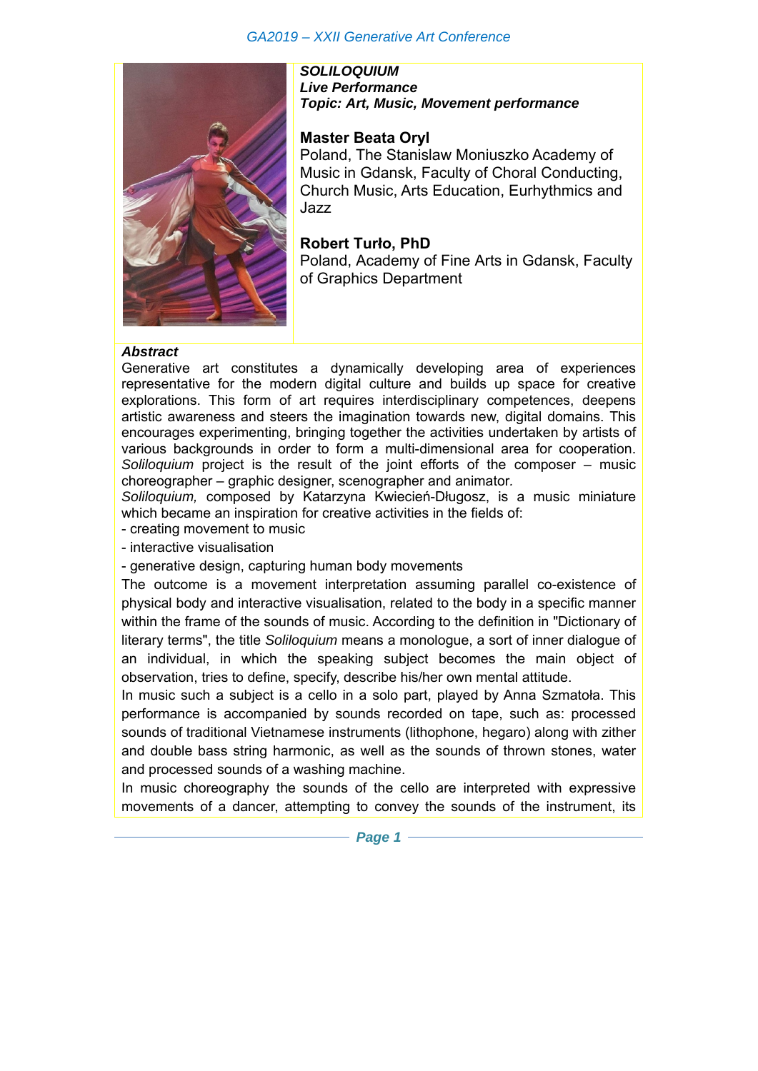***SOLILOQUIUM***
***Live Performance***
***Topic: Art, Music, Movement performance***

**Master Beata Oryl**
Poland, The Stanislaw Moniuszko Academy of Music in Gdansk, Faculty of Choral Conducting, Church Music, Arts Education, Eurhythmics and Jazz

**Robert Turło, PhD**
Poland, Academy of Fine Arts in Gdansk, Faculty of Graphics Department

***Abstract***

Generative art constitutes a dynamically developing area of experiences representative for the modern digital culture and builds up space for creative explorations. This form of art requires interdisciplinary competences, deepens artistic awareness and steers the imagination towards new, digital domains. This encourages experimenting, bringing together the activities undertaken by artists of various backgrounds in order to form a multi-dimensional area for cooperation. *Soliloquium* project is the result of the joint efforts of the composer – music choreographer – graphic designer, scenographer and animator*.*

*Soliloquium,* composed by Katarzyna Kwiecień-Długosz, is a music miniature which became an inspiration for creative activities in the fields of:

- creating movement to music
- interactive visualisation
- generative design, capturing human body movements

The outcome is a movement interpretation assuming parallel co-existence of physical body and interactive visualisation, related to the body in a specific manner within the frame of the sounds of music. According to the definition in "Dictionary of literary terms", the title *Soliloquium* means a monologue, a sort of inner dialogue of an individual, in which the speaking subject becomes the main object of observation, tries to define, specify, describe his/her own mental attitude.

In music such a subject is a cello in a solo part, played by Anna Szmatoła. This performance is accompanied by sounds recorded on tape, such as: processed sounds of traditional Vietnamese instruments (lithophone, hegaro) along with zither and double bass string harmonic, as well as the sounds of thrown stones, water and processed sounds of a washing machine.

In music choreography the sounds of the cello are interpreted with expressive movements of a dancer, attempting to convey the sounds of the instrument, its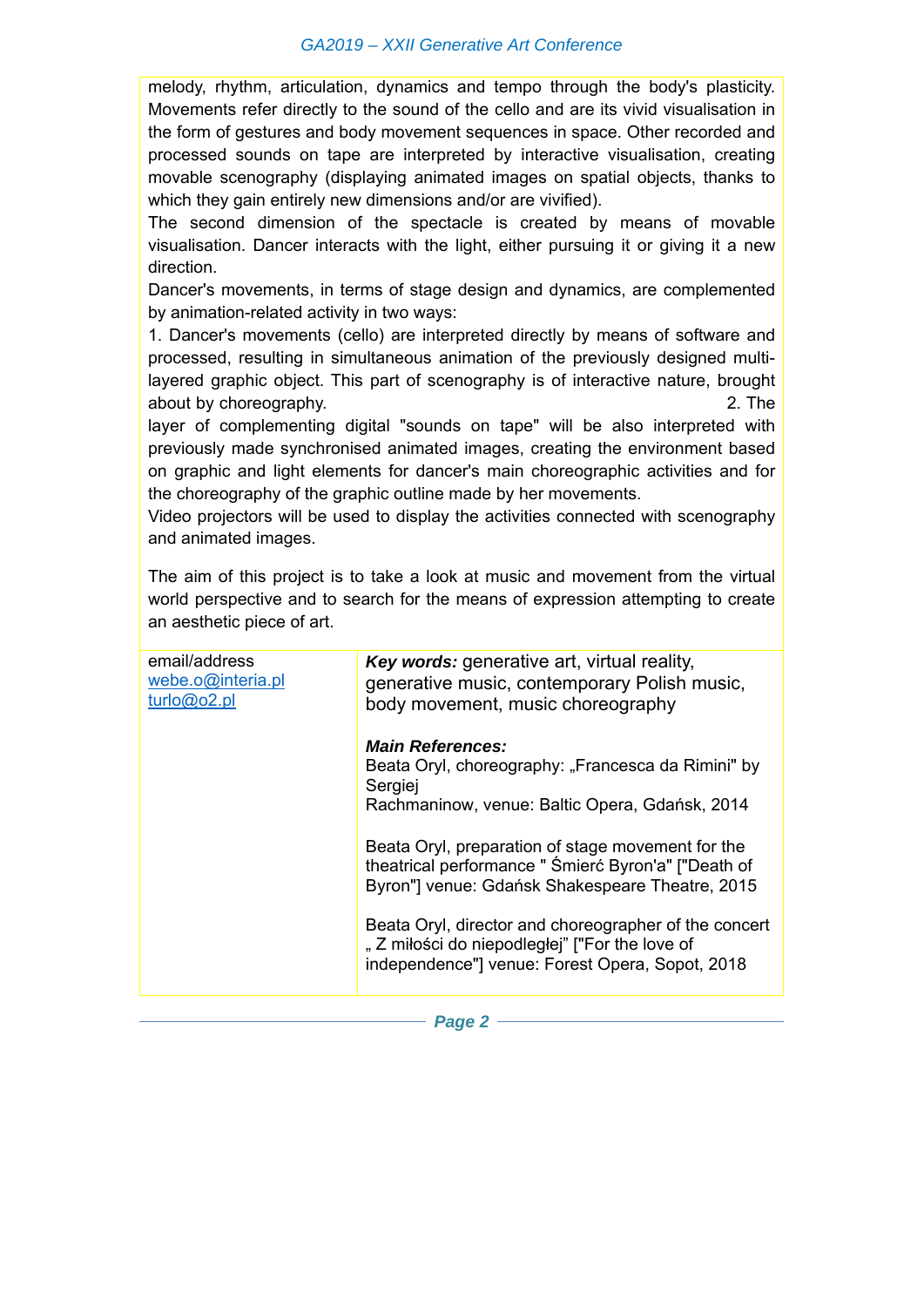melody, rhythm, articulation, dynamics and tempo through the body's plasticity. Movements refer directly to the sound of the cello and are its vivid visualisation in the form of gestures and body movement sequences in space. Other recorded and processed sounds on tape are interpreted by interactive visualisation, creating movable scenography (displaying animated images on spatial objects, thanks to which they gain entirely new dimensions and/or are vivified).

The second dimension of the spectacle is created by means of movable visualisation. Dancer interacts with the light, either pursuing it or giving it a new direction.

Dancer's movements, in terms of stage design and dynamics, are complemented by animation-related activity in two ways:

1. Dancer's movements (cello) are interpreted directly by means of software and processed, resulting in simultaneous animation of the previously designed multi-layered graphic object. This part of scenography is of interactive nature, brought about by choreography.
2. The layer of complementing digital "sounds on tape" will be also interpreted with previously made synchronised animated images, creating the environment based on graphic and light elements for dancer's main choreographic activities and for the choreography of the graphic outline made by her movements.

Video projectors will be used to display the activities connected with scenography and animated images.

The aim of this project is to take a look at music and movement from the virtual world perspective and to search for the means of expression attempting to create an aesthetic piece of art.

| email/address | ***Key words:*** generative art, virtual reality, generative music, contemporary Polish music, body movement, music choreography |
|---|---|
| webe.o@interia.pl<br>turlo@o2.pl | ***Main References:***<br>Beata Oryl, choreography: „Francesca da Rimini" by Sergiej Rachmaninow, venue: Baltic Opera, Gdańsk, 2014<br><br>Beata Oryl, preparation of stage movement for the theatrical performance " Śmierć Byron'a" ["Death of Byron"] venue: Gdańsk Shakespeare Theatre, 2015<br><br>Beata Oryl, director and choreographer of the concert „ Z miłości do niepodległej" ["For the love of independence"] venue: Forest Opera, Sopot, 2018 |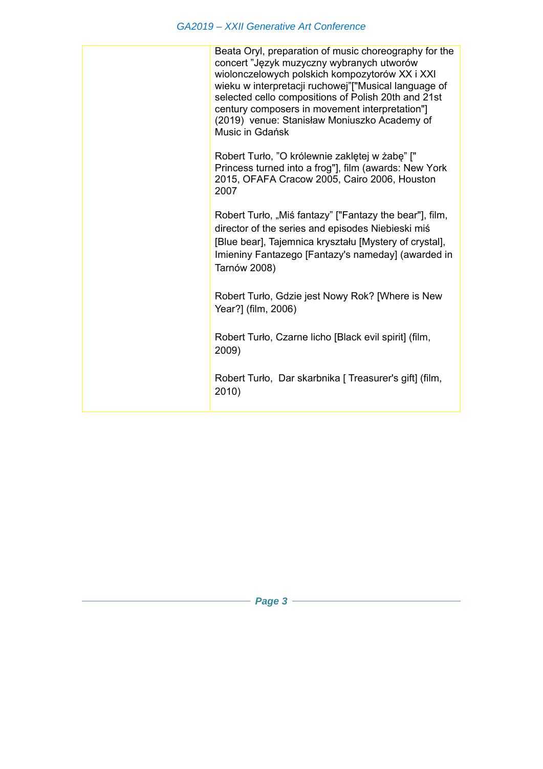| | |
|---|---|
| | Beata Oryl, preparation of music choreography for the concert "Język muzyczny wybranych utworów wiolonczelowych polskich kompozytorów XX i XXI wieku w interpretacji ruchowej"["Musical language of selected cello compositions of Polish 20th and 21st century composers in movement interpretation"] (2019) venue: Stanisław Moniuszko Academy of Music in Gdańsk<br><br>Robert Turło, "O królewnie zaklętej w żabę" [" Princess turned into a frog"], film (awards: New York 2015, OFAFA Cracow 2005, Cairo 2006, Houston 2007<br><br>Robert Turło, „Miś fantazy" ["Fantazy the bear"], film, director of the series and episodes Niebieski miś [Blue bear], Tajemnica kryształu [Mystery of crystal], Imieniny Fantazego [Fantazy's nameday] (awarded in Tarnów 2008)<br><br>Robert Turło, Gdzie jest Nowy Rok? [Where is New Year?] (film, 2006)<br><br>Robert Turło, Czarne licho [Black evil spirit] (film, 2009)<br><br>Robert Turło, Dar skarbnika [ Treasurer's gift] (film, 2010) |